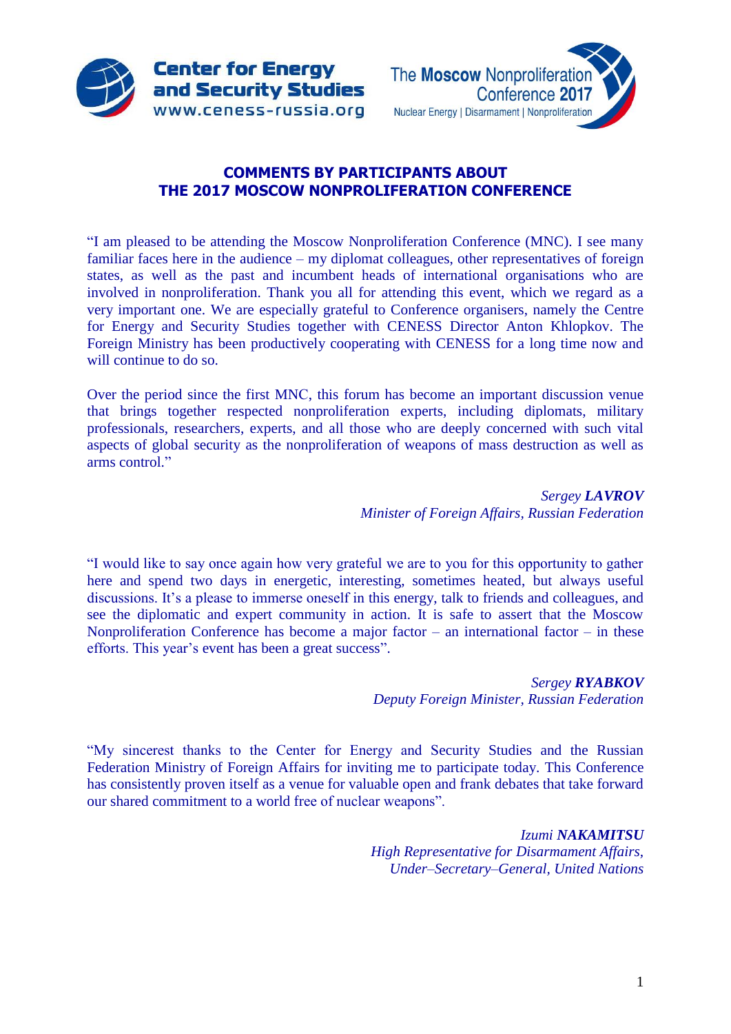Center for Energy and Security Studies
www.ceness-russia.org

The Moscow Nonproliferation Conference 2017
Nuclear Energy | Disarmament | Nonproliferation

## COMMENTS BY PARTICIPANTS ABOUT THE 2017 MOSCOW NONPROLIFERATION CONFERENCE

"I am pleased to be attending the Moscow Nonproliferation Conference (MNC). I see many familiar faces here in the audience – my diplomat colleagues, other representatives of foreign states, as well as the past and incumbent heads of international organisations who are involved in nonproliferation. Thank you all for attending this event, which we regard as a very important one. We are especially grateful to Conference organisers, namely the Centre for Energy and Security Studies together with CENESS Director Anton Khlopkov. The Foreign Ministry has been productively cooperating with CENESS for a long time now and will continue to do so.

Over the period since the first MNC, this forum has become an important discussion venue that brings together respected nonproliferation experts, including diplomats, military professionals, researchers, experts, and all those who are deeply concerned with such vital aspects of global security as the nonproliferation of weapons of mass destruction as well as arms control."

*Sergey **LAVROV***
*Minister of Foreign Affairs, Russian Federation*

"I would like to say once again how very grateful we are to you for this opportunity to gather here and spend two days in energetic, interesting, sometimes heated, but always useful discussions. It's a please to immerse oneself in this energy, talk to friends and colleagues, and see the diplomatic and expert community in action. It is safe to assert that the Moscow Nonproliferation Conference has become a major factor – an international factor – in these efforts. This year's event has been a great success".

*Sergey **RYABKOV***
*Deputy Foreign Minister, Russian Federation*

"My sincerest thanks to the Center for Energy and Security Studies and the Russian Federation Ministry of Foreign Affairs for inviting me to participate today. This Conference has consistently proven itself as a venue for valuable open and frank debates that take forward our shared commitment to a world free of nuclear weapons".

*Izumi **NAKAMITSU***
*High Representative for Disarmament Affairs,*
*Under–Secretary–General, United Nations*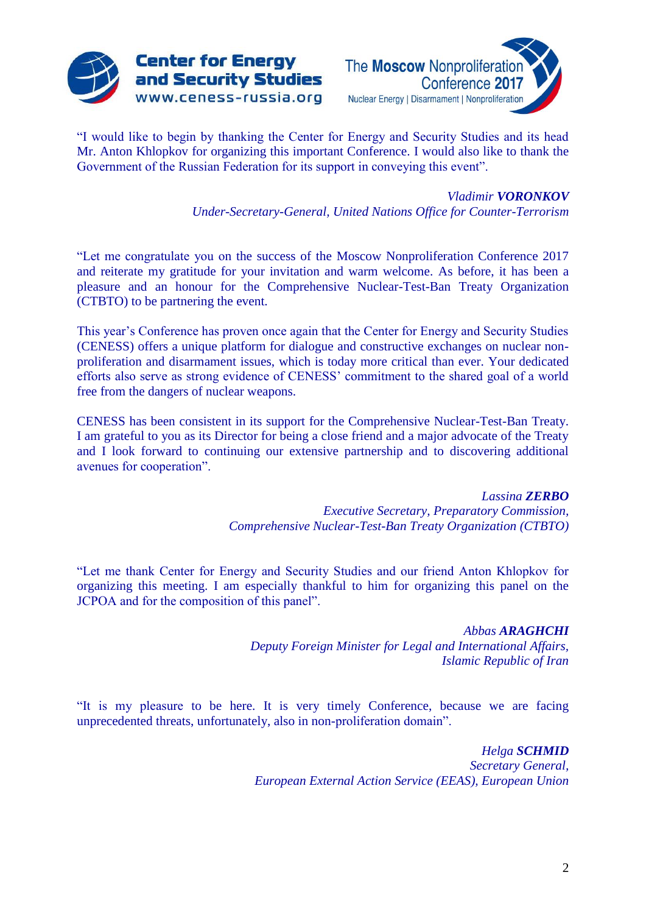"I would like to begin by thanking the Center for Energy and Security Studies and its head Mr. Anton Khlopkov for organizing this important Conference. I would also like to thank the Government of the Russian Federation for its support in conveying this event".

*Vladimir* ***VORONKOV***
*Under-Secretary-General, United Nations Office for Counter-Terrorism*

"Let me congratulate you on the success of the Moscow Nonproliferation Conference 2017 and reiterate my gratitude for your invitation and warm welcome. As before, it has been a pleasure and an honour for the Comprehensive Nuclear-Test-Ban Treaty Organization (CTBTO) to be partnering the event.

This year's Conference has proven once again that the Center for Energy and Security Studies (CENESS) offers a unique platform for dialogue and constructive exchanges on nuclear non-proliferation and disarmament issues, which is today more critical than ever. Your dedicated efforts also serve as strong evidence of CENESS' commitment to the shared goal of a world free from the dangers of nuclear weapons.

CENESS has been consistent in its support for the Comprehensive Nuclear-Test-Ban Treaty. I am grateful to you as its Director for being a close friend and a major advocate of the Treaty and I look forward to continuing our extensive partnership and to discovering additional avenues for cooperation".

*Lassina* ***ZERBO***
*Executive Secretary, Preparatory Commission,*
*Comprehensive Nuclear-Test-Ban Treaty Organization (CTBTO)*

"Let me thank Center for Energy and Security Studies and our friend Anton Khlopkov for organizing this meeting. I am especially thankful to him for organizing this panel on the JCPOA and for the composition of this panel".

*Abbas* ***ARAGHCHI***
*Deputy Foreign Minister for Legal and International Affairs,*
*Islamic Republic of Iran*

"It is my pleasure to be here. It is very timely Conference, because we are facing unprecedented threats, unfortunately, also in non-proliferation domain".

*Helga* ***SCHMID***
*Secretary General,*
*European External Action Service (EEAS), European Union*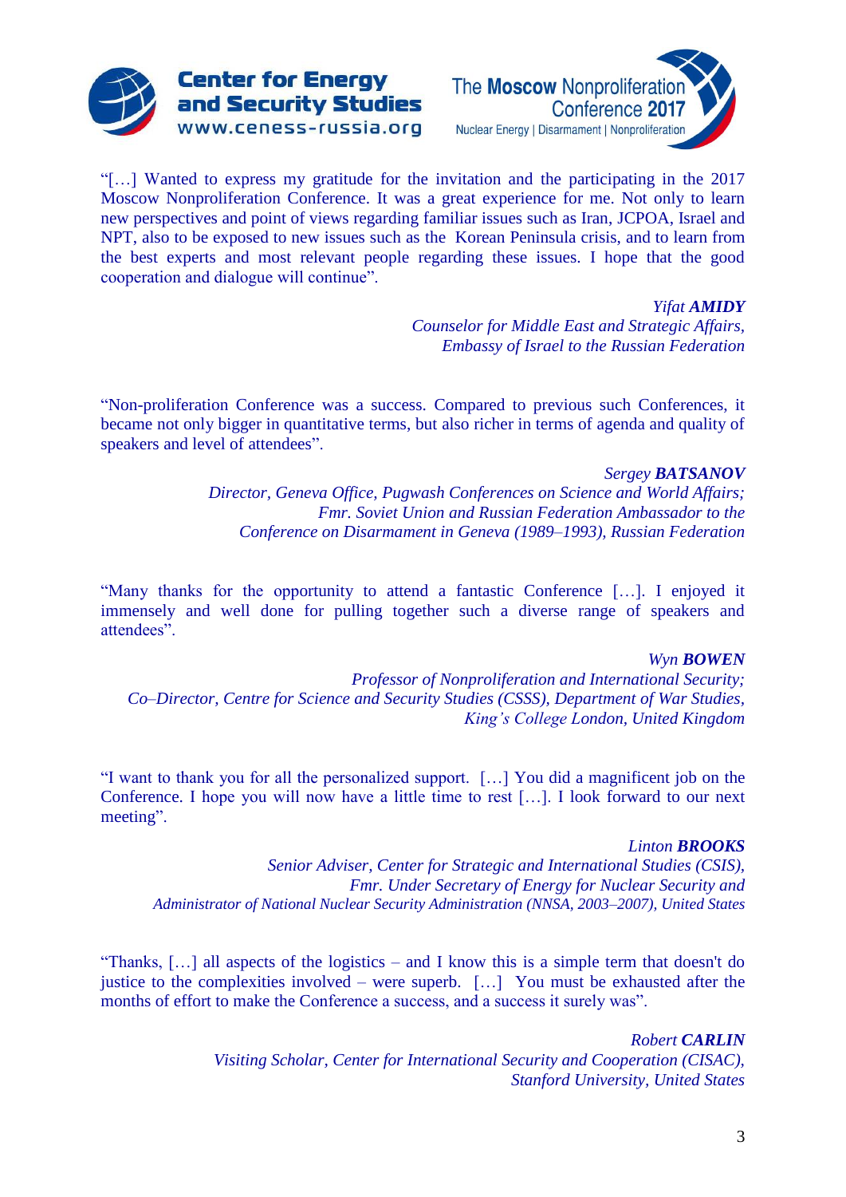"[…] Wanted to express my gratitude for the invitation and the participating in the 2017 Moscow Nonproliferation Conference. It was a great experience for me. Not only to learn new perspectives and point of views regarding familiar issues such as Iran, JCPOA, Israel and NPT, also to be exposed to new issues such as the Korean Peninsula crisis, and to learn from the best experts and most relevant people regarding these issues. I hope that the good cooperation and dialogue will continue".

*Yifat **AMIDY***
*Counselor for Middle East and Strategic Affairs,*
*Embassy of Israel to the Russian Federation*

"Non-proliferation Conference was a success. Compared to previous such Conferences, it became not only bigger in quantitative terms, but also richer in terms of agenda and quality of speakers and level of attendees".

*Sergey **BATSANOV***
*Director, Geneva Office, Pugwash Conferences on Science and World Affairs;*
*Fmr. Soviet Union and Russian Federation Ambassador to the*
*Conference on Disarmament in Geneva (1989–1993), Russian Federation*

"Many thanks for the opportunity to attend a fantastic Conference […]. I enjoyed it immensely and well done for pulling together such a diverse range of speakers and attendees".

*Wyn **BOWEN***
*Professor of Nonproliferation and International Security;*
*Co–Director, Centre for Science and Security Studies (CSSS), Department of War Studies,*
*King's College London, United Kingdom*

"I want to thank you for all the personalized support. […] You did a magnificent job on the Conference. I hope you will now have a little time to rest […]. I look forward to our next meeting".

*Linton **BROOKS***
*Senior Adviser, Center for Strategic and International Studies (CSIS),*
*Fmr. Under Secretary of Energy for Nuclear Security and*
*Administrator of National Nuclear Security Administration (NNSA, 2003–2007), United States*

"Thanks, […] all aspects of the logistics – and I know this is a simple term that doesn't do justice to the complexities involved – were superb. […] You must be exhausted after the months of effort to make the Conference a success, and a success it surely was".

*Robert **CARLIN***
*Visiting Scholar, Center for International Security and Cooperation (CISAC),*
*Stanford University, United States*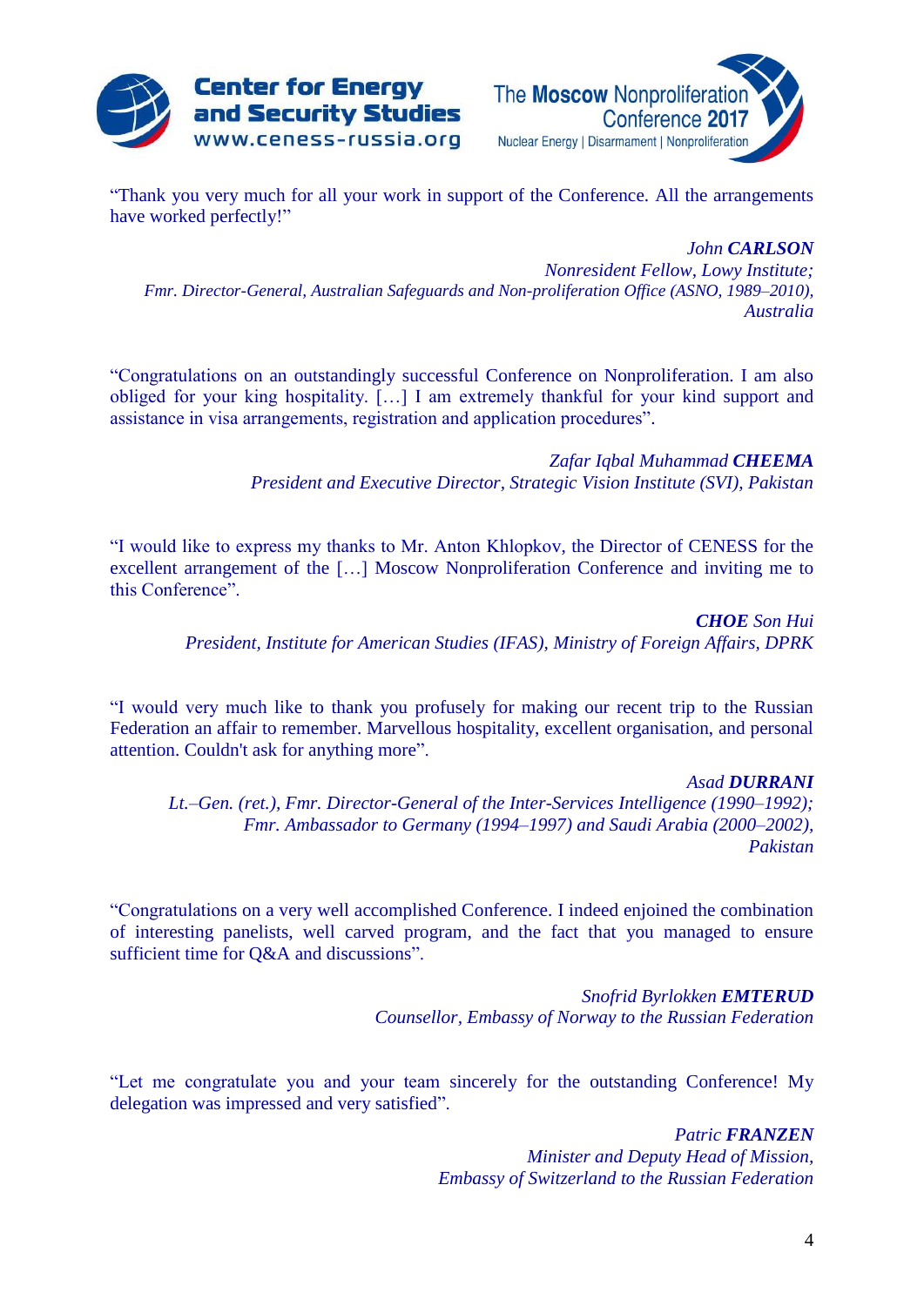"Thank you very much for all your work in support of the Conference. All the arrangements have worked perfectly!"

*John* ***CARLSON***
*Nonresident Fellow, Lowy Institute;*
*Fmr. Director-General, Australian Safeguards and Non-proliferation Office (ASNO, 1989–2010), Australia*

"Congratulations on an outstandingly successful Conference on Nonproliferation. I am also obliged for your king hospitality. […] I am extremely thankful for your kind support and assistance in visa arrangements, registration and application procedures".

*Zafar Iqbal Muhammad* ***CHEEMA***
*President and Executive Director, Strategic Vision Institute (SVI), Pakistan*

"I would like to express my thanks to Mr. Anton Khlopkov, the Director of CENESS for the excellent arrangement of the […] Moscow Nonproliferation Conference and inviting me to this Conference".

***CHOE*** *Son Hui*
*President, Institute for American Studies (IFAS), Ministry of Foreign Affairs, DPRK*

"I would very much like to thank you profusely for making our recent trip to the Russian Federation an affair to remember. Marvellous hospitality, excellent organisation, and personal attention. Couldn't ask for anything more".

*Asad* ***DURRANI***
*Lt.–Gen. (ret.), Fmr. Director-General of the Inter-Services Intelligence (1990–1992);*
*Fmr. Ambassador to Germany (1994–1997) and Saudi Arabia (2000–2002), Pakistan*

"Congratulations on a very well accomplished Conference. I indeed enjoined the combination of interesting panelists, well carved program, and the fact that you managed to ensure sufficient time for Q&A and discussions".

*Snofrid Byrlokken* ***EMTERUD***
*Counsellor, Embassy of Norway to the Russian Federation*

"Let me congratulate you and your team sincerely for the outstanding Conference! My delegation was impressed and very satisfied".

*Patric* ***FRANZEN***
*Minister and Deputy Head of Mission,*
*Embassy of Switzerland to the Russian Federation*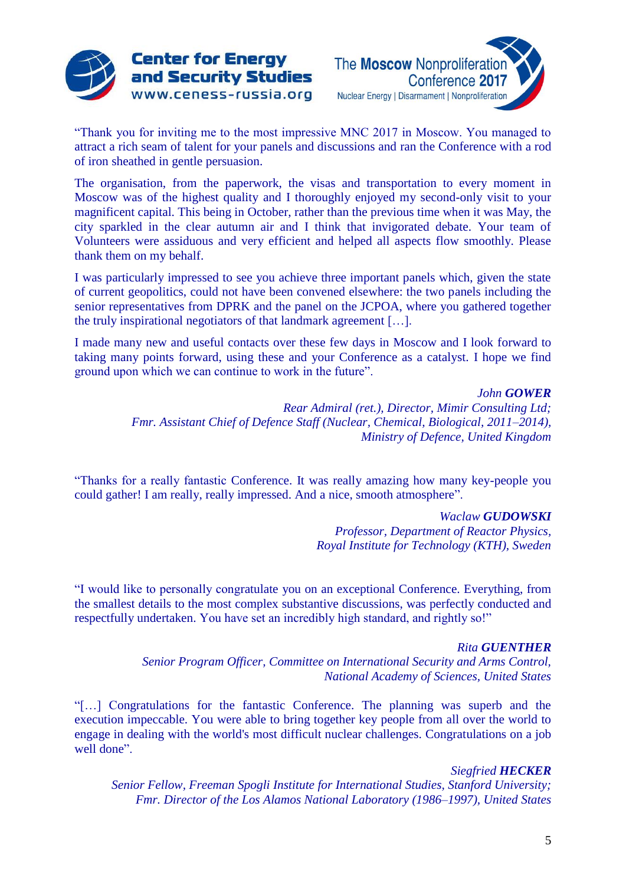"Thank you for inviting me to the most impressive MNC 2017 in Moscow. You managed to attract a rich seam of talent for your panels and discussions and ran the Conference with a rod of iron sheathed in gentle persuasion.

The organisation, from the paperwork, the visas and transportation to every moment in Moscow was of the highest quality and I thoroughly enjoyed my second-only visit to your magnificent capital. This being in October, rather than the previous time when it was May, the city sparkled in the clear autumn air and I think that invigorated debate. Your team of Volunteers were assiduous and very efficient and helped all aspects flow smoothly. Please thank them on my behalf.

I was particularly impressed to see you achieve three important panels which, given the state of current geopolitics, could not have been convened elsewhere: the two panels including the senior representatives from DPRK and the panel on the JCPOA, where you gathered together the truly inspirational negotiators of that landmark agreement […].

I made many new and useful contacts over these few days in Moscow and I look forward to taking many points forward, using these and your Conference as a catalyst. I hope we find ground upon which we can continue to work in the future".

*John* ***GOWER***
*Rear Admiral (ret.), Director, Mimir Consulting Ltd;*
*Fmr. Assistant Chief of Defence Staff (Nuclear, Chemical, Biological, 2011–2014),*
*Ministry of Defence, United Kingdom*

"Thanks for a really fantastic Conference. It was really amazing how many key-people you could gather! I am really, really impressed. And a nice, smooth atmosphere".

*Waclaw* ***GUDOWSKI***
*Professor, Department of Reactor Physics,*
*Royal Institute for Technology (KTH), Sweden*

"I would like to personally congratulate you on an exceptional Conference. Everything, from the smallest details to the most complex substantive discussions, was perfectly conducted and respectfully undertaken. You have set an incredibly high standard, and rightly so!"

*Rita* ***GUENTHER***
*Senior Program Officer, Committee on International Security and Arms Control,*
*National Academy of Sciences, United States*

"[…] Congratulations for the fantastic Conference. The planning was superb and the execution impeccable. You were able to bring together key people from all over the world to engage in dealing with the world's most difficult nuclear challenges. Congratulations on a job well done".

*Siegfried* ***HECKER***
*Senior Fellow, Freeman Spogli Institute for International Studies, Stanford University;*
*Fmr. Director of the Los Alamos National Laboratory (1986–1997), United States*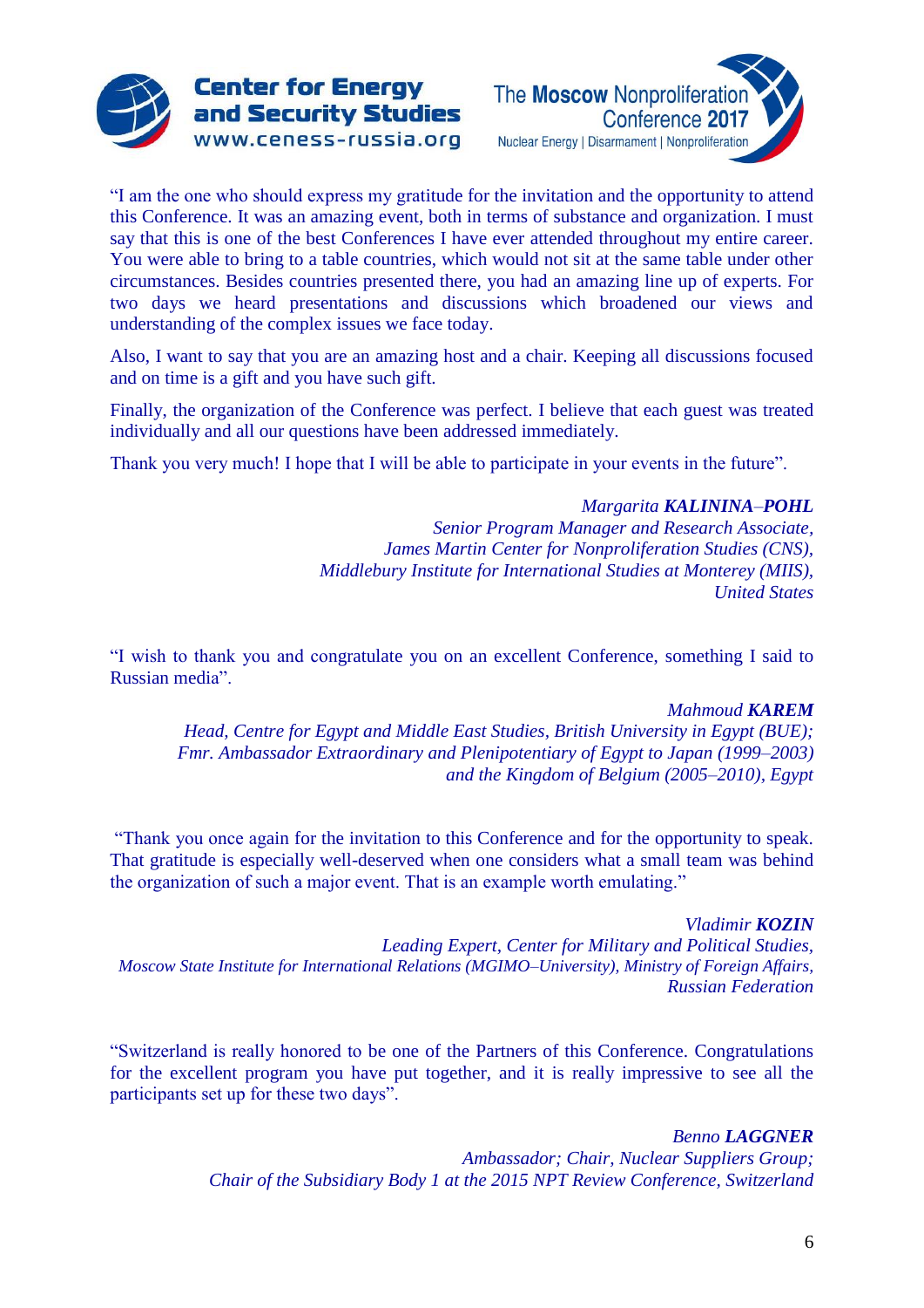"I am the one who should express my gratitude for the invitation and the opportunity to attend this Conference. It was an amazing event, both in terms of substance and organization. I must say that this is one of the best Conferences I have ever attended throughout my entire career. You were able to bring to a table countries, which would not sit at the same table under other circumstances. Besides countries presented there, you had an amazing line up of experts. For two days we heard presentations and discussions which broadened our views and understanding of the complex issues we face today.

Also, I want to say that you are an amazing host and a chair. Keeping all discussions focused and on time is a gift and you have such gift.

Finally, the organization of the Conference was perfect. I believe that each guest was treated individually and all our questions have been addressed immediately.

Thank you very much! I hope that I will be able to participate in your events in the future".

*Margarita **KALININA–POHL***
*Senior Program Manager and Research Associate,*
*James Martin Center for Nonproliferation Studies (CNS),*
*Middlebury Institute for International Studies at Monterey (MIIS),*
*United States*

"I wish to thank you and congratulate you on an excellent Conference, something I said to Russian media".

*Mahmoud **KAREM***
*Head, Centre for Egypt and Middle East Studies, British University in Egypt (BUE);*
*Fmr. Ambassador Extraordinary and Plenipotentiary of Egypt to Japan (1999–2003)*
*and the Kingdom of Belgium (2005–2010), Egypt*

"Thank you once again for the invitation to this Conference and for the opportunity to speak. That gratitude is especially well-deserved when one considers what a small team was behind the organization of such a major event. That is an example worth emulating."

*Vladimir **KOZIN***
*Leading Expert, Center for Military and Political Studies,*
*Moscow State Institute for International Relations (MGIMO–University), Ministry of Foreign Affairs,*
*Russian Federation*

"Switzerland is really honored to be one of the Partners of this Conference. Congratulations for the excellent program you have put together, and it is really impressive to see all the participants set up for these two days".

*Benno **LAGGNER***
*Ambassador; Chair, Nuclear Suppliers Group;*
*Chair of the Subsidiary Body 1 at the 2015 NPT Review Conference, Switzerland*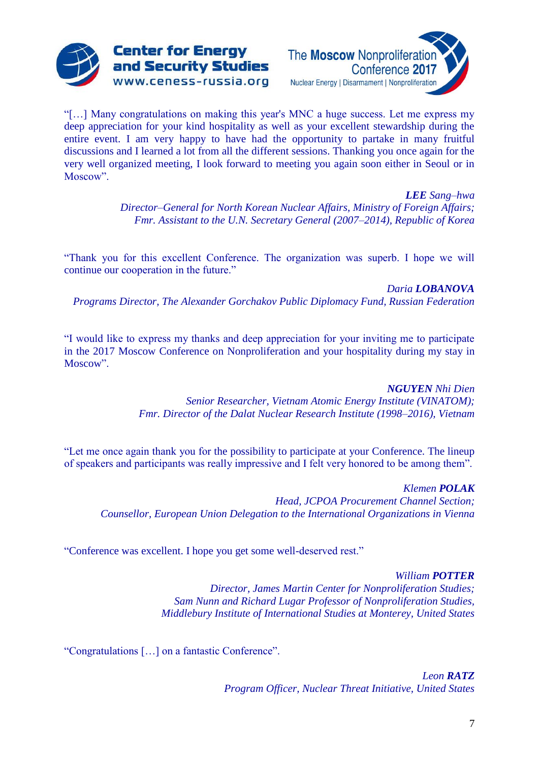"[…] Many congratulations on making this year's MNC a huge success. Let me express my deep appreciation for your kind hospitality as well as your excellent stewardship during the entire event. I am very happy to have had the opportunity to partake in many fruitful discussions and I learned a lot from all the different sessions. Thanking you once again for the very well organized meeting, I look forward to meeting you again soon either in Seoul or in Moscow".

*__LEE__ Sang–hwa*
*Director–General for North Korean Nuclear Affairs, Ministry of Foreign Affairs;*
*Fmr. Assistant to the U.N. Secretary General (2007–2014), Republic of Korea*

"Thank you for this excellent Conference. The organization was superb. I hope we will continue our cooperation in the future."

*Daria __LOBANOVA__*
*Programs Director, The Alexander Gorchakov Public Diplomacy Fund, Russian Federation*

"I would like to express my thanks and deep appreciation for your inviting me to participate in the 2017 Moscow Conference on Nonproliferation and your hospitality during my stay in Moscow".

*__NGUYEN__ Nhi Dien*
*Senior Researcher, Vietnam Atomic Energy Institute (VINATOM);*
*Fmr. Director of the Dalat Nuclear Research Institute (1998–2016), Vietnam*

"Let me once again thank you for the possibility to participate at your Conference. The lineup of speakers and participants was really impressive and I felt very honored to be among them".

*Klemen __POLAK__*
*Head, JCPOA Procurement Channel Section;*
*Counsellor, European Union Delegation to the International Organizations in Vienna*

"Conference was excellent. I hope you get some well-deserved rest."

*William __POTTER__*
*Director, James Martin Center for Nonproliferation Studies;*
*Sam Nunn and Richard Lugar Professor of Nonproliferation Studies,*
*Middlebury Institute of International Studies at Monterey, United States*

"Congratulations […] on a fantastic Conference".

*Leon __RATZ__*
*Program Officer, Nuclear Threat Initiative, United States*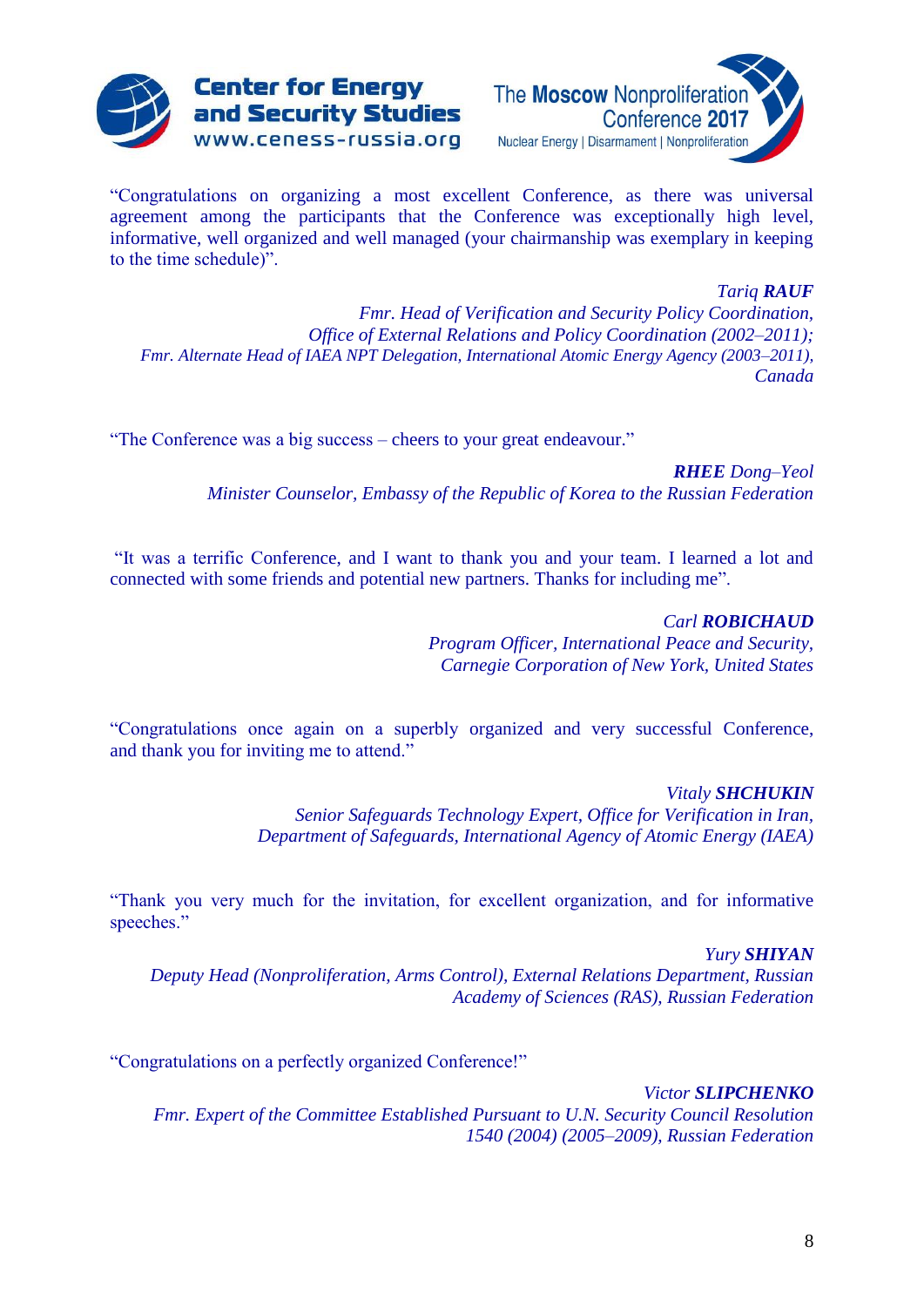"Congratulations on organizing a most excellent Conference, as there was universal agreement among the participants that the Conference was exceptionally high level, informative, well organized and well managed (your chairmanship was exemplary in keeping to the time schedule)".

*Tariq **RAUF***
*Fmr. Head of Verification and Security Policy Coordination, Office of External Relations and Policy Coordination (2002–2011); Fmr. Alternate Head of IAEA NPT Delegation, International Atomic Energy Agency (2003–2011), Canada*

"The Conference was a big success – cheers to your great endeavour."

***RHEE** Dong–Yeol*
*Minister Counselor, Embassy of the Republic of Korea to the Russian Federation*

"It was a terrific Conference, and I want to thank you and your team. I learned a lot and connected with some friends and potential new partners. Thanks for including me".

*Carl **ROBICHAUD***
*Program Officer, International Peace and Security, Carnegie Corporation of New York, United States*

"Congratulations once again on a superbly organized and very successful Conference, and thank you for inviting me to attend."

*Vitaly **SHCHUKIN***
*Senior Safeguards Technology Expert, Office for Verification in Iran, Department of Safeguards, International Agency of Atomic Energy (IAEA)*

"Thank you very much for the invitation, for excellent organization, and for informative speeches."

*Yury **SHIYAN***
*Deputy Head (Nonproliferation, Arms Control), External Relations Department, Russian Academy of Sciences (RAS), Russian Federation*

"Congratulations on a perfectly organized Conference!"

*Victor **SLIPCHENKO***
*Fmr. Expert of the Committee Established Pursuant to U.N. Security Council Resolution 1540 (2004) (2005–2009), Russian Federation*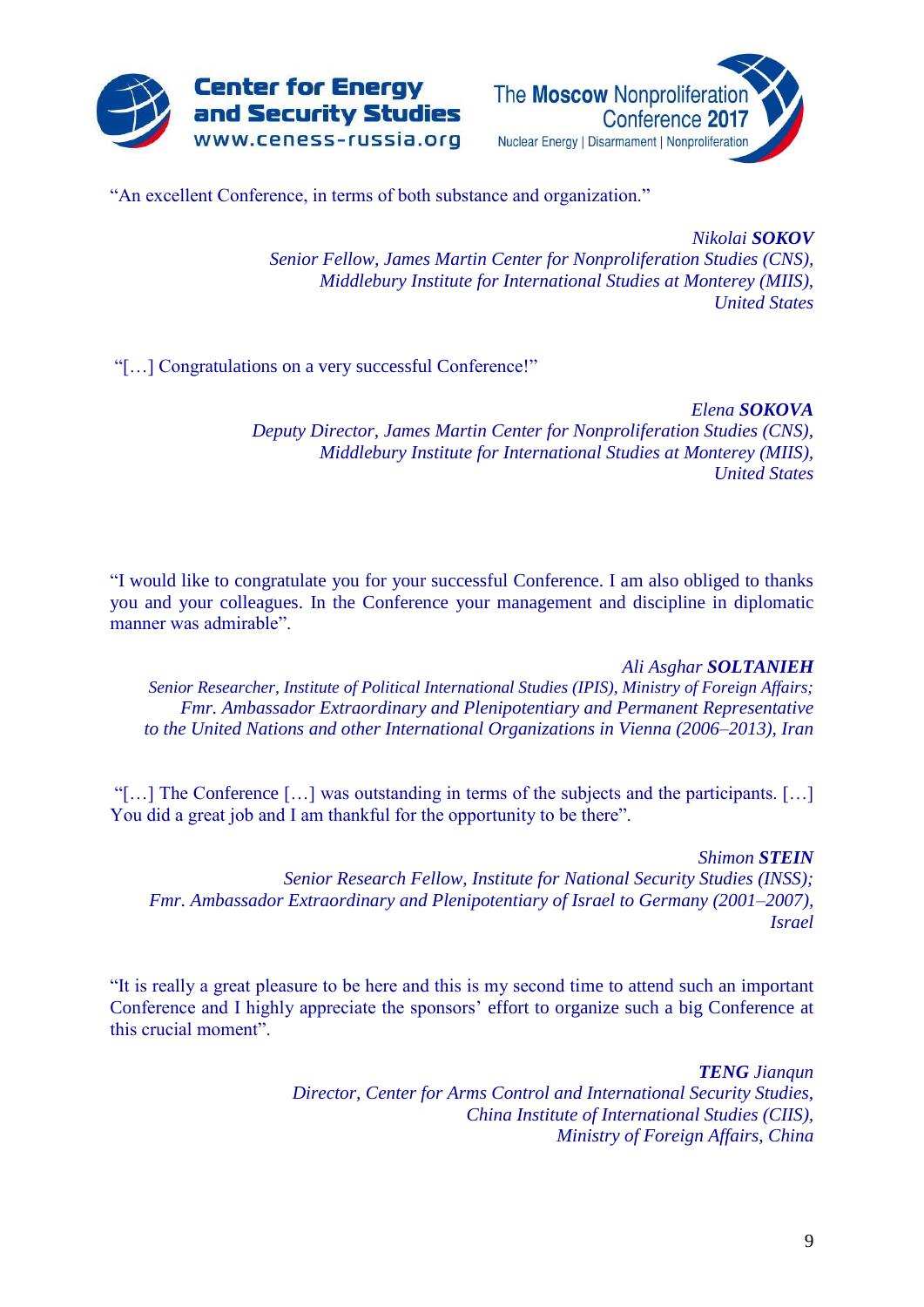"An excellent Conference, in terms of both substance and organization."

*Nikolai **SOKOV***
*Senior Fellow, James Martin Center for Nonproliferation Studies (CNS),*
*Middlebury Institute for International Studies at Monterey (MIIS),*
*United States*

"[…] Congratulations on a very successful Conference!"

*Elena **SOKOVA***
*Deputy Director, James Martin Center for Nonproliferation Studies (CNS),*
*Middlebury Institute for International Studies at Monterey (MIIS),*
*United States*

"I would like to congratulate you for your successful Conference. I am also obliged to thanks you and your colleagues. In the Conference your management and discipline in diplomatic manner was admirable".

*Ali Asghar **SOLTANIEH***
*Senior Researcher, Institute of Political International Studies (IPIS), Ministry of Foreign Affairs;*
*Fmr. Ambassador Extraordinary and Plenipotentiary and Permanent Representative*
*to the United Nations and other International Organizations in Vienna (2006–2013), Iran*

"[…] The Conference […] was outstanding in terms of the subjects and the participants. […] You did a great job and I am thankful for the opportunity to be there".

*Shimon **STEIN***
*Senior Research Fellow, Institute for National Security Studies (INSS);*
*Fmr. Ambassador Extraordinary and Plenipotentiary of Israel to Germany (2001–2007),*
*Israel*

"It is really a great pleasure to be here and this is my second time to attend such an important Conference and I highly appreciate the sponsors' effort to organize such a big Conference at this crucial moment".

***TENG** Jianqun*
*Director, Center for Arms Control and International Security Studies,*
*China Institute of International Studies (CIIS),*
*Ministry of Foreign Affairs, China*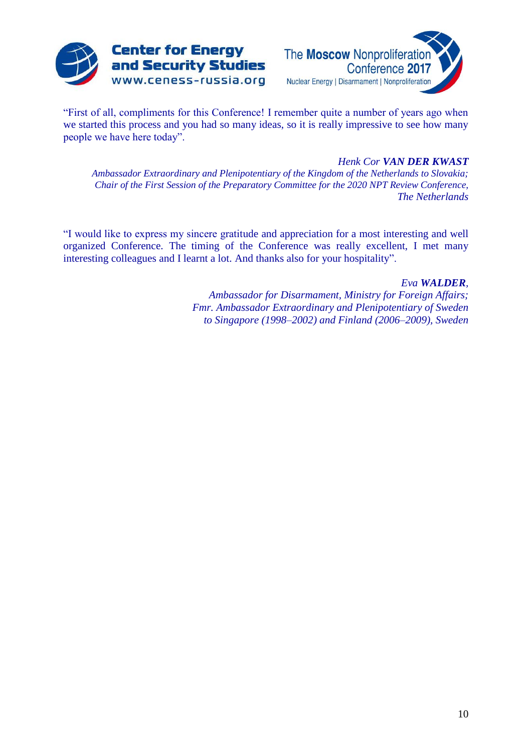"First of all, compliments for this Conference! I remember quite a number of years ago when we started this process and you had so many ideas, so it is really impressive to see how many people we have here today".

*Henk Cor* ***VAN DER KWAST***
*Ambassador Extraordinary and Plenipotentiary of the Kingdom of the Netherlands to Slovakia; Chair of the First Session of the Preparatory Committee for the 2020 NPT Review Conference, The Netherlands*

"I would like to express my sincere gratitude and appreciation for a most interesting and well organized Conference. The timing of the Conference was really excellent, I met many interesting colleagues and I learnt a lot. And thanks also for your hospitality".

*Eva* ***WALDER****,*
*Ambassador for Disarmament, Ministry for Foreign Affairs; Fmr. Ambassador Extraordinary and Plenipotentiary of Sweden to Singapore (1998–2002) and Finland (2006–2009), Sweden*